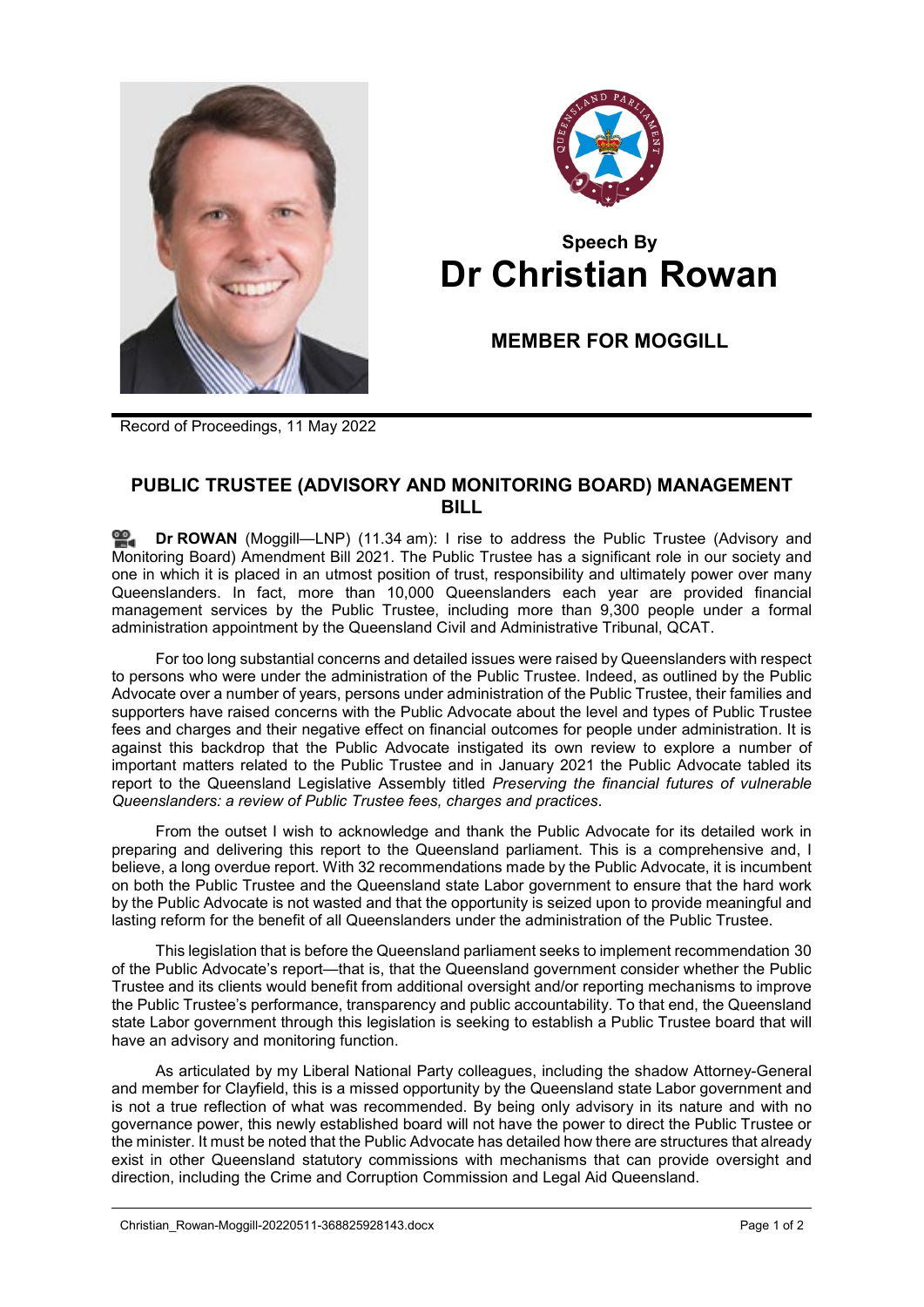**Speech By**

# Dr Christian Rowan

**MEMBER FOR MOGGILL**

Record of Proceedings, 11 May 2022

## PUBLIC TRUSTEE (ADVISORY AND MONITORING BOARD) MANAGEMENT BILL

**Dr ROWAN** (Moggill—LNP) (11.34 am): I rise to address the Public Trustee (Advisory and Monitoring Board) Amendment Bill 2021. The Public Trustee has a significant role in our society and one in which it is placed in an utmost position of trust, responsibility and ultimately power over many Queenslanders. In fact, more than 10,000 Queenslanders each year are provided financial management services by the Public Trustee, including more than 9,300 people under a formal administration appointment by the Queensland Civil and Administrative Tribunal, QCAT.

For too long substantial concerns and detailed issues were raised by Queenslanders with respect to persons who were under the administration of the Public Trustee. Indeed, as outlined by the Public Advocate over a number of years, persons under administration of the Public Trustee, their families and supporters have raised concerns with the Public Advocate about the level and types of Public Trustee fees and charges and their negative effect on financial outcomes for people under administration. It is against this backdrop that the Public Advocate instigated its own review to explore a number of important matters related to the Public Trustee and in January 2021 the Public Advocate tabled its report to the Queensland Legislative Assembly titled *Preserving the financial futures of vulnerable Queenslanders: a review of Public Trustee fees, charges and practices*.

From the outset I wish to acknowledge and thank the Public Advocate for its detailed work in preparing and delivering this report to the Queensland parliament. This is a comprehensive and, I believe, a long overdue report. With 32 recommendations made by the Public Advocate, it is incumbent on both the Public Trustee and the Queensland state Labor government to ensure that the hard work by the Public Advocate is not wasted and that the opportunity is seized upon to provide meaningful and lasting reform for the benefit of all Queenslanders under the administration of the Public Trustee.

This legislation that is before the Queensland parliament seeks to implement recommendation 30 of the Public Advocate's report—that is, that the Queensland government consider whether the Public Trustee and its clients would benefit from additional oversight and/or reporting mechanisms to improve the Public Trustee's performance, transparency and public accountability. To that end, the Queensland state Labor government through this legislation is seeking to establish a Public Trustee board that will have an advisory and monitoring function.

As articulated by my Liberal National Party colleagues, including the shadow Attorney-General and member for Clayfield, this is a missed opportunity by the Queensland state Labor government and is not a true reflection of what was recommended. By being only advisory in its nature and with no governance power, this newly established board will not have the power to direct the Public Trustee or the minister. It must be noted that the Public Advocate has detailed how there are structures that already exist in other Queensland statutory commissions with mechanisms that can provide oversight and direction, including the Crime and Corruption Commission and Legal Aid Queensland.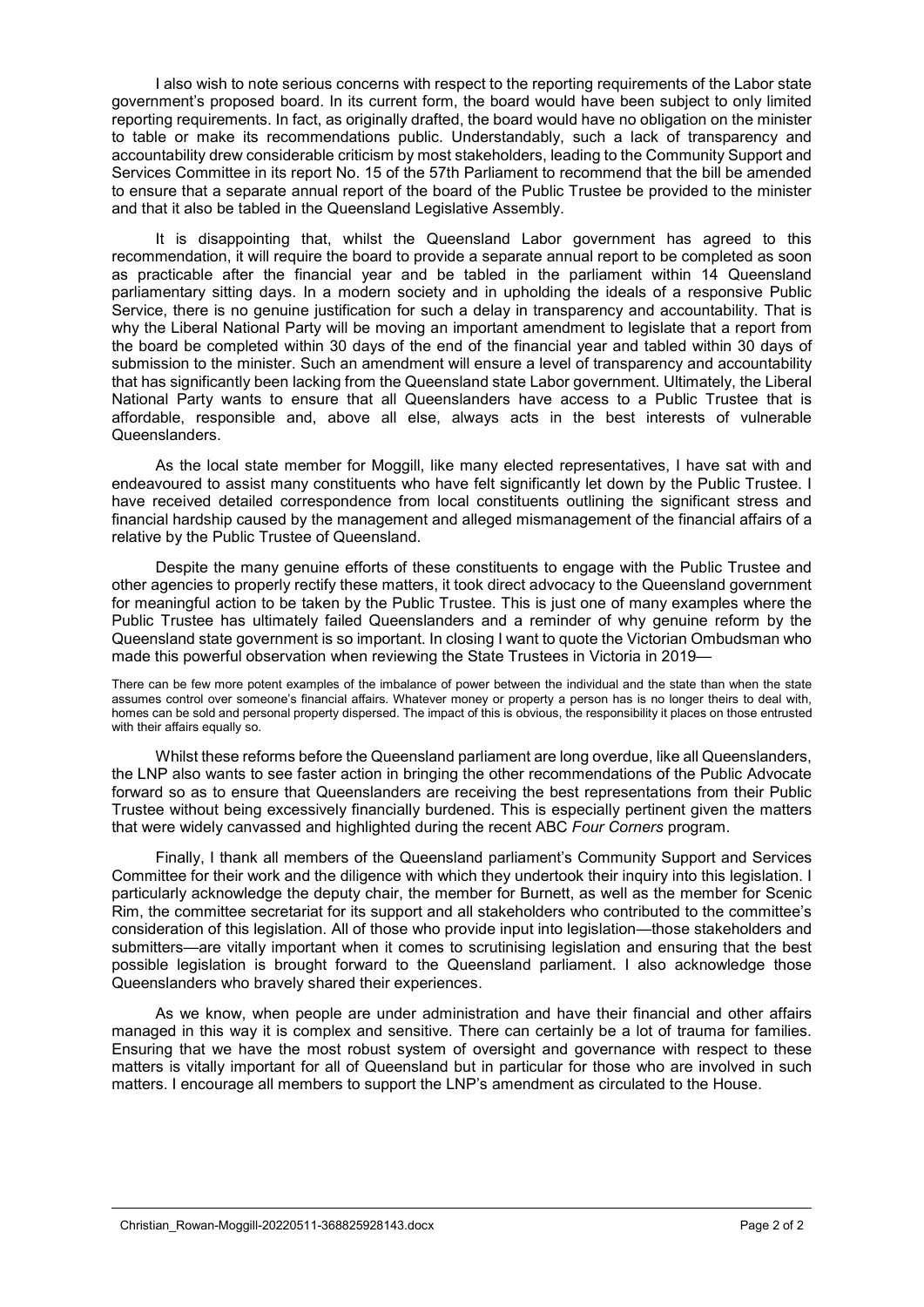I also wish to note serious concerns with respect to the reporting requirements of the Labor state government's proposed board. In its current form, the board would have been subject to only limited reporting requirements. In fact, as originally drafted, the board would have no obligation on the minister to table or make its recommendations public. Understandably, such a lack of transparency and accountability drew considerable criticism by most stakeholders, leading to the Community Support and Services Committee in its report No. 15 of the 57th Parliament to recommend that the bill be amended to ensure that a separate annual report of the board of the Public Trustee be provided to the minister and that it also be tabled in the Queensland Legislative Assembly.

It is disappointing that, whilst the Queensland Labor government has agreed to this recommendation, it will require the board to provide a separate annual report to be completed as soon as practicable after the financial year and be tabled in the parliament within 14 Queensland parliamentary sitting days. In a modern society and in upholding the ideals of a responsive Public Service, there is no genuine justification for such a delay in transparency and accountability. That is why the Liberal National Party will be moving an important amendment to legislate that a report from the board be completed within 30 days of the end of the financial year and tabled within 30 days of submission to the minister. Such an amendment will ensure a level of transparency and accountability that has significantly been lacking from the Queensland state Labor government. Ultimately, the Liberal National Party wants to ensure that all Queenslanders have access to a Public Trustee that is affordable, responsible and, above all else, always acts in the best interests of vulnerable Queenslanders.

As the local state member for Moggill, like many elected representatives, I have sat with and endeavoured to assist many constituents who have felt significantly let down by the Public Trustee. I have received detailed correspondence from local constituents outlining the significant stress and financial hardship caused by the management and alleged mismanagement of the financial affairs of a relative by the Public Trustee of Queensland.

Despite the many genuine efforts of these constituents to engage with the Public Trustee and other agencies to properly rectify these matters, it took direct advocacy to the Queensland government for meaningful action to be taken by the Public Trustee. This is just one of many examples where the Public Trustee has ultimately failed Queenslanders and a reminder of why genuine reform by the Queensland state government is so important. In closing I want to quote the Victorian Ombudsman who made this powerful observation when reviewing the State Trustees in Victoria in 2019—

> There can be few more potent examples of the imbalance of power between the individual and the state than when the state assumes control over someone's financial affairs. Whatever money or property a person has is no longer theirs to deal with, homes can be sold and personal property dispersed. The impact of this is obvious, the responsibility it places on those entrusted with their affairs equally so.

Whilst these reforms before the Queensland parliament are long overdue, like all Queenslanders, the LNP also wants to see faster action in bringing the other recommendations of the Public Advocate forward so as to ensure that Queenslanders are receiving the best representations from their Public Trustee without being excessively financially burdened. This is especially pertinent given the matters that were widely canvassed and highlighted during the recent ABC *Four Corners* program.

Finally, I thank all members of the Queensland parliament's Community Support and Services Committee for their work and the diligence with which they undertook their inquiry into this legislation. I particularly acknowledge the deputy chair, the member for Burnett, as well as the member for Scenic Rim, the committee secretariat for its support and all stakeholders who contributed to the committee's consideration of this legislation. All of those who provide input into legislation—those stakeholders and submitters—are vitally important when it comes to scrutinising legislation and ensuring that the best possible legislation is brought forward to the Queensland parliament. I also acknowledge those Queenslanders who bravely shared their experiences.

As we know, when people are under administration and have their financial and other affairs managed in this way it is complex and sensitive. There can certainly be a lot of trauma for families. Ensuring that we have the most robust system of oversight and governance with respect to these matters is vitally important for all of Queensland but in particular for those who are involved in such matters. I encourage all members to support the LNP's amendment as circulated to the House.